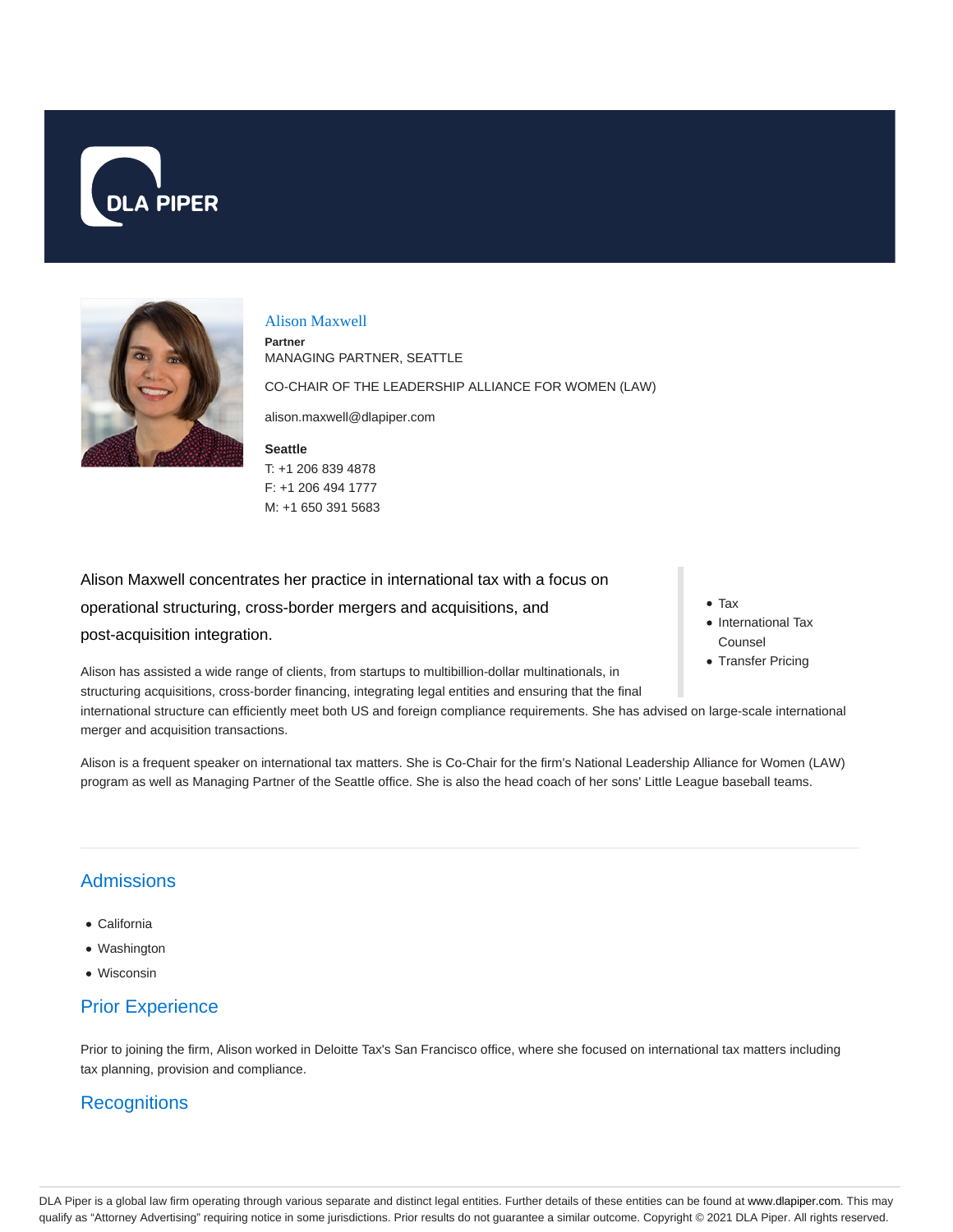# Alison Maxwell

**Partner**
MANAGING PARTNER, SEATTLE

CO-CHAIR OF THE LEADERSHIP ALLIANCE FOR WOMEN (LAW)

alison.maxwell@dlapiper.com

**Seattle**
T: +1 206 839 4878
F: +1 206 494 1777
M: +1 650 391 5683

- Tax
- International Tax Counsel
- Transfer Pricing

Alison Maxwell concentrates her practice in international tax with a focus on operational structuring, cross-border mergers and acquisitions, and post-acquisition integration.

Alison has assisted a wide range of clients, from startups to multibillion-dollar multinationals, in structuring acquisitions, cross-border financing, integrating legal entities and ensuring that the final international structure can efficiently meet both US and foreign compliance requirements. She has advised on large-scale international merger and acquisition transactions.

Alison is a frequent speaker on international tax matters. She is Co-Chair for the firm's National Leadership Alliance for Women (LAW) program as well as Managing Partner of the Seattle office. She is also the head coach of her sons' Little League baseball teams.

## Admissions

- California
- Washington
- Wisconsin

## Prior Experience

Prior to joining the firm, Alison worked in Deloitte Tax's San Francisco office, where she focused on international tax matters including tax planning, provision and compliance.

## Recognitions

DLA Piper is a global law firm operating through various separate and distinct legal entities. Further details of these entities can be found at www.dlapiper.com. This may qualify as "Attorney Advertising" requiring notice in some jurisdictions. Prior results do not guarantee a similar outcome. Copyright © 2021 DLA Piper. All rights reserved.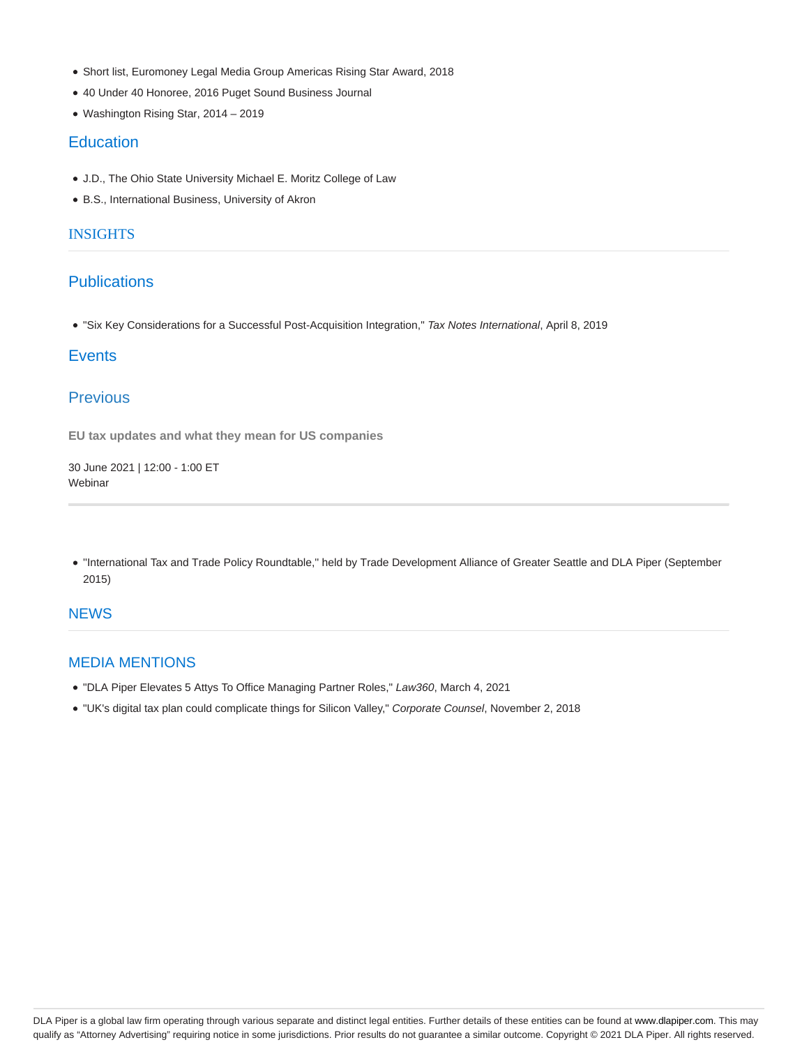- Short list, Euromoney Legal Media Group Americas Rising Star Award, 2018
- 40 Under 40 Honoree, 2016 Puget Sound Business Journal
- Washington Rising Star, 2014 – 2019

## Education

- J.D., The Ohio State University Michael E. Moritz College of Law
- B.S., International Business, University of Akron

## INSIGHTS

## Publications

- "Six Key Considerations for a Successful Post-Acquisition Integration," *Tax Notes International*, April 8, 2019

## Events

## Previous

**EU tax updates and what they mean for US companies**

30 June 2021 | 12:00 - 1:00 ET
Webinar

- "International Tax and Trade Policy Roundtable," held by Trade Development Alliance of Greater Seattle and DLA Piper (September 2015)

## NEWS

## MEDIA MENTIONS

- "DLA Piper Elevates 5 Attys To Office Managing Partner Roles," *Law360*, March 4, 2021
- "UK's digital tax plan could complicate things for Silicon Valley," *Corporate Counsel*, November 2, 2018

DLA Piper is a global law firm operating through various separate and distinct legal entities. Further details of these entities can be found at www.dlapiper.com. This may qualify as "Attorney Advertising" requiring notice in some jurisdictions. Prior results do not guarantee a similar outcome. Copyright © 2021 DLA Piper. All rights reserved.